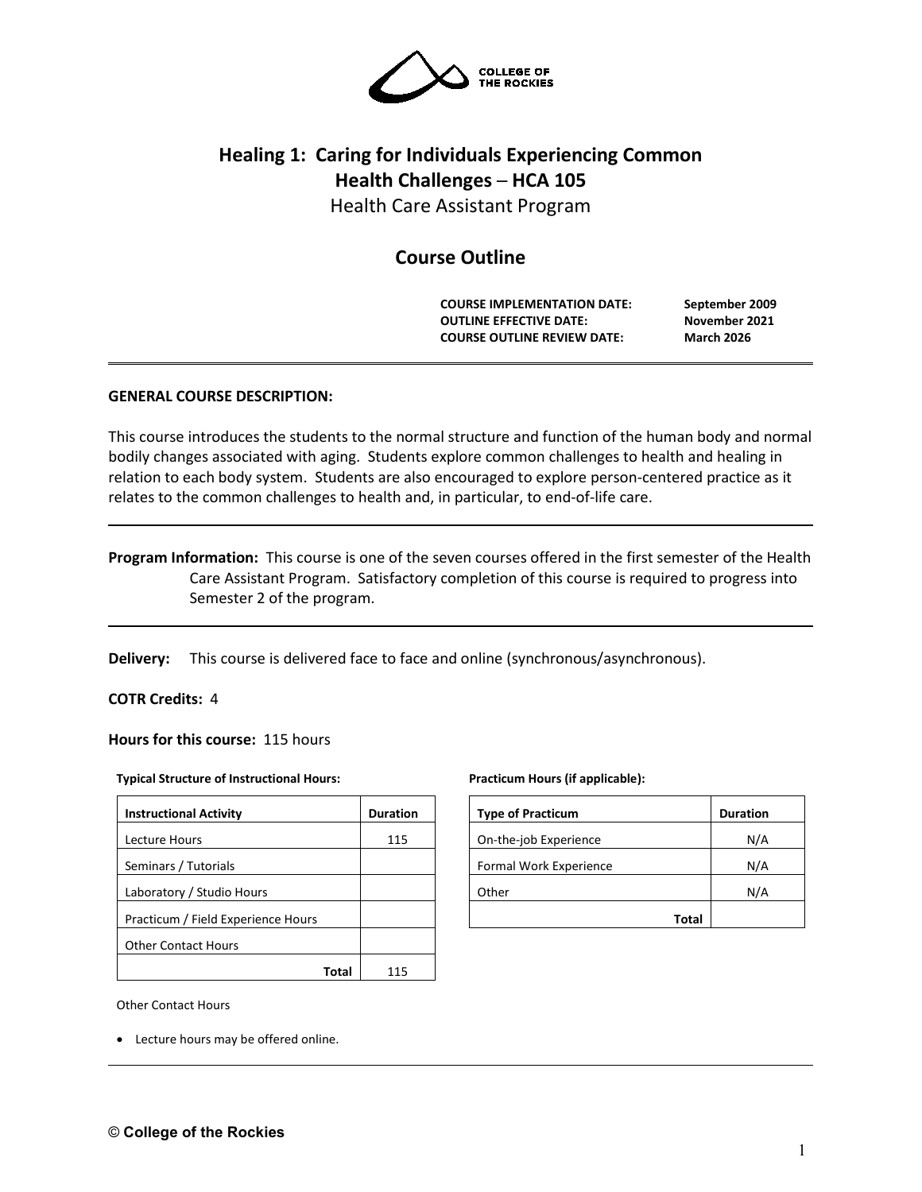COLLEGE OF THE ROCKIES

# Healing 1: Caring for Individuals Experiencing Common Health Challenges – HCA 105

Health Care Assistant Program

## Course Outline

| | |
|---|---|
| **COURSE IMPLEMENTATION DATE:** | **September 2009** |
| **OUTLINE EFFECTIVE DATE:** | **November 2021** |
| **COURSE OUTLINE REVIEW DATE:** | **March 2026** |

**GENERAL COURSE DESCRIPTION:**

This course introduces the students to the normal structure and function of the human body and normal bodily changes associated with aging. Students explore common challenges to health and healing in relation to each body system. Students are also encouraged to explore person-centered practice as it relates to the common challenges to health and, in particular, to end-of-life care.

**Program Information:** This course is one of the seven courses offered in the first semester of the Health Care Assistant Program. Satisfactory completion of this course is required to progress into Semester 2 of the program.

**Delivery:** This course is delivered face to face and online (synchronous/asynchronous).

**COTR Credits:** 4

**Hours for this course:** 115 hours

**Typical Structure of Instructional Hours:**

| Instructional Activity | Duration |
|---|---|
| Lecture Hours | 115 |
| Seminars / Tutorials | |
| Laboratory / Studio Hours | |
| Practicum / Field Experience Hours | |
| Other Contact Hours | |
| **Total** | 115 |

**Practicum Hours (if applicable):**

| Type of Practicum | Duration |
|---|---|
| On-the-job Experience | N/A |
| Formal Work Experience | N/A |
| Other | N/A |
| **Total** | |

Other Contact Hours

- Lecture hours may be offered online.

© College of the Rockies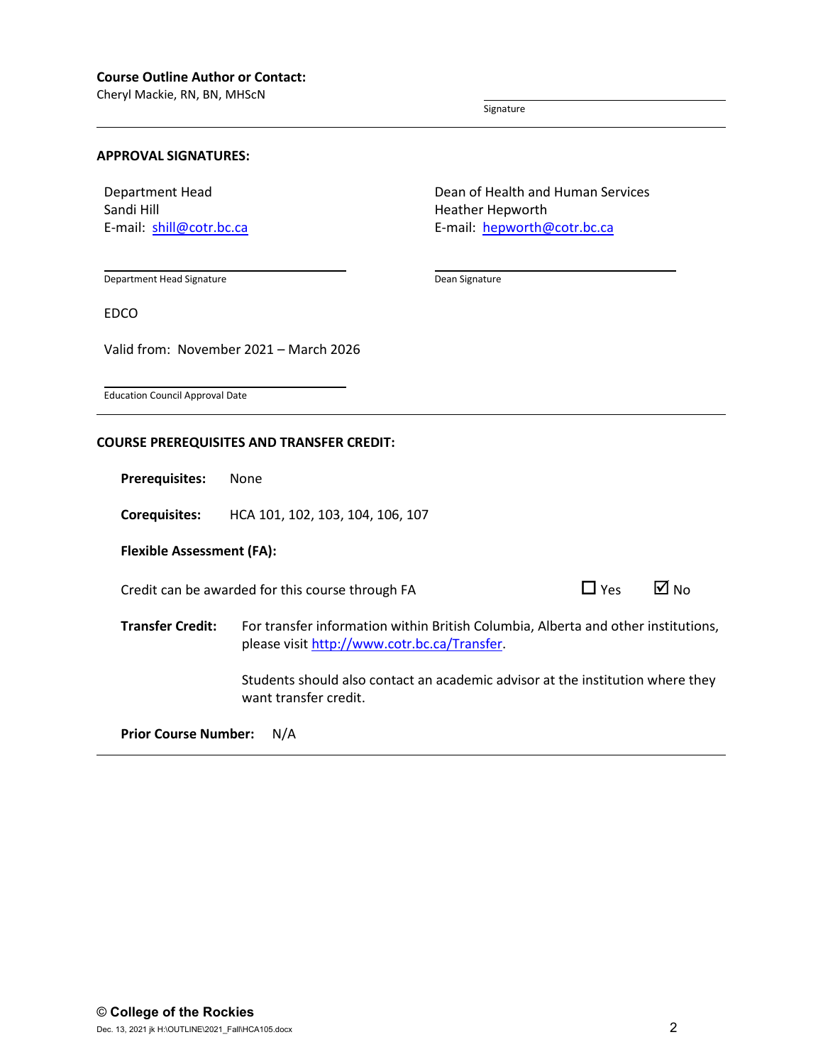**Course Outline Author or Contact:**
Cheryl Mackie, RN, BN, MHScN

Signature

---

**APPROVAL SIGNATURES:**

Department Head
Sandi Hill
E-mail: [shill@cotr.bc.ca](mailto:shill@cotr.bc.ca)

Dean of Health and Human Services
Heather Hepworth
E-mail: [hepworth@cotr.bc.ca](mailto:hepworth@cotr.bc.ca)

Department Head Signature

Dean Signature

EDCO

Valid from: November 2021 – March 2026

Education Council Approval Date

---

**COURSE PREREQUISITES AND TRANSFER CREDIT:**

**Prerequisites:** None

**Corequisites:** HCA 101, 102, 103, 104, 106, 107

**Flexible Assessment (FA):**

Credit can be awarded for this course through FA ☐ Yes ☑ No

**Transfer Credit:** For transfer information within British Columbia, Alberta and other institutions, please visit [http://www.cotr.bc.ca/Transfer](http://www.cotr.bc.ca/Transfer).

Students should also contact an academic advisor at the institution where they want transfer credit.

**Prior Course Number:** N/A

---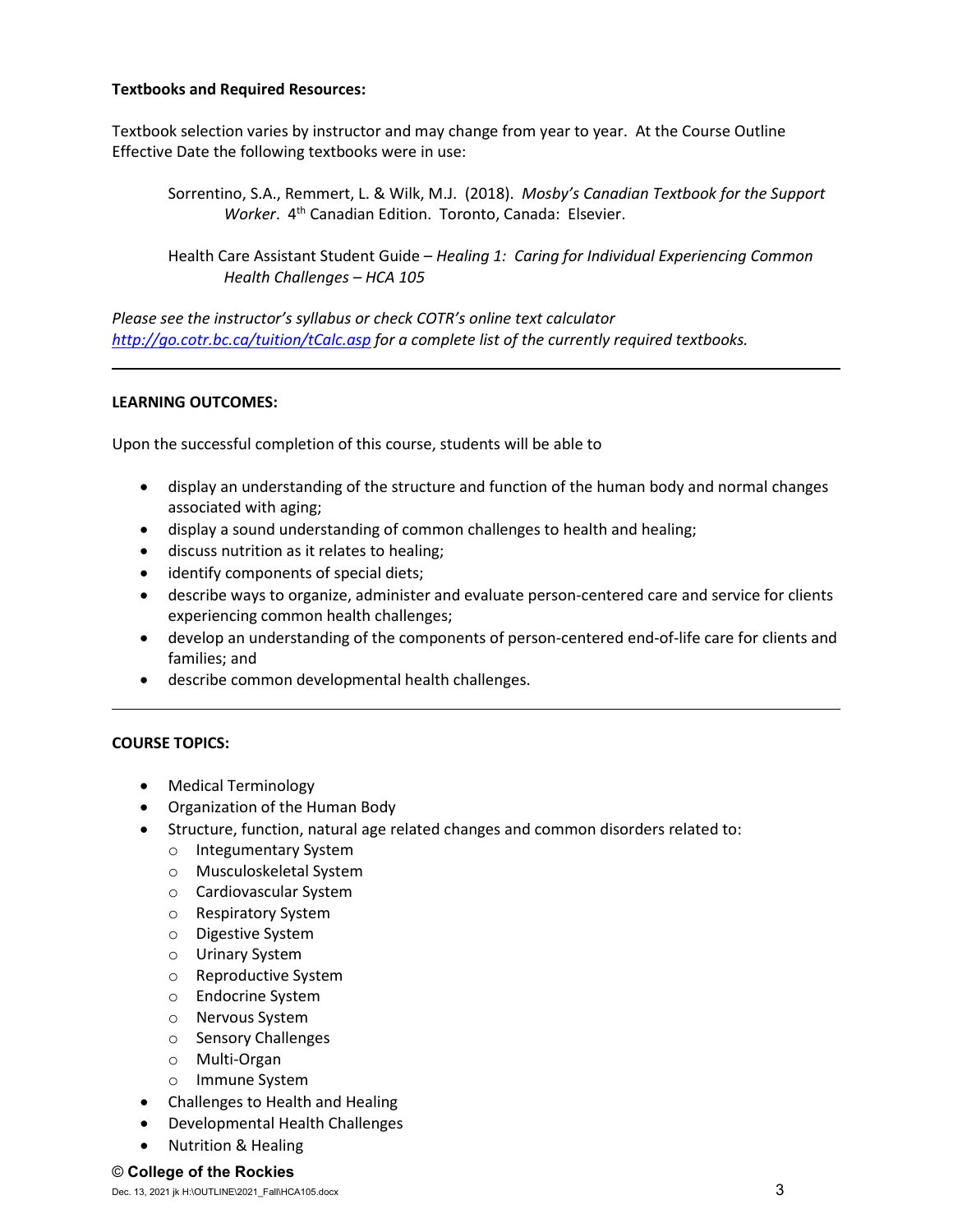**Textbooks and Required Resources:**

Textbook selection varies by instructor and may change from year to year. At the Course Outline Effective Date the following textbooks were in use:

> Sorrentino, S.A., Remmert, L. & Wilk, M.J. (2018). *Mosby's Canadian Textbook for the Support Worker*. 4th Canadian Edition. Toronto, Canada: Elsevier.
>
> Health Care Assistant Student Guide – *Healing 1: Caring for Individual Experiencing Common Health Challenges – HCA 105*

*Please see the instructor's syllabus or check COTR's online text calculator [http://go.cotr.bc.ca/tuition/tCalc.asp](http://go.cotr.bc.ca/tuition/tCalc.asp) for a complete list of the currently required textbooks.*

---

**LEARNING OUTCOMES:**

Upon the successful completion of this course, students will be able to

- display an understanding of the structure and function of the human body and normal changes associated with aging;
- display a sound understanding of common challenges to health and healing;
- discuss nutrition as it relates to healing;
- identify components of special diets;
- describe ways to organize, administer and evaluate person-centered care and service for clients experiencing common health challenges;
- develop an understanding of the components of person-centered end-of-life care for clients and families; and
- describe common developmental health challenges.

---

**COURSE TOPICS:**

- Medical Terminology
- Organization of the Human Body
- Structure, function, natural age related changes and common disorders related to:
  - Integumentary System
  - Musculoskeletal System
  - Cardiovascular System
  - Respiratory System
  - Digestive System
  - Urinary System
  - Reproductive System
  - Endocrine System
  - Nervous System
  - Sensory Challenges
  - Multi-Organ
  - Immune System
- Challenges to Health and Healing
- Developmental Health Challenges
- Nutrition & Healing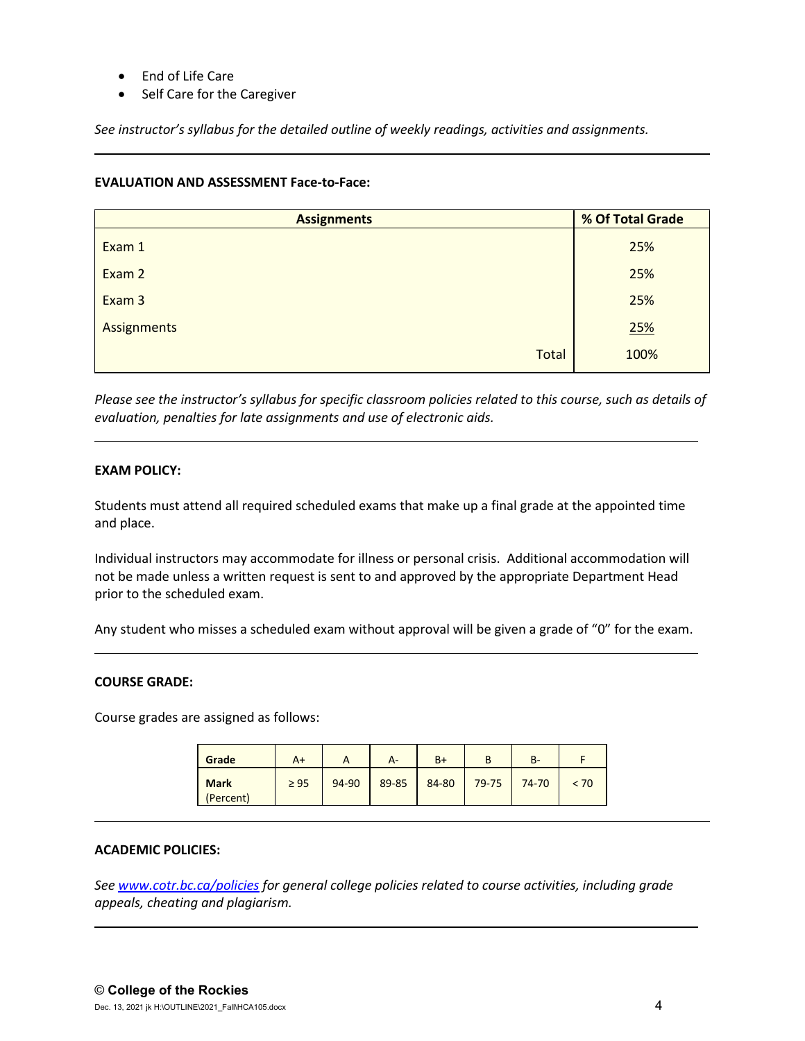- End of Life Care
- Self Care for the Caregiver

*See instructor's syllabus for the detailed outline of weekly readings, activities and assignments.*

---

**EVALUATION AND ASSESSMENT Face-to-Face:**

| Assignments | % Of Total Grade |
|---|---|
| Exam 1 | 25% |
| Exam 2 | 25% |
| Exam 3 | 25% |
| Assignments | 25% |
| Total | 100% |

*Please see the instructor's syllabus for specific classroom policies related to this course, such as details of evaluation, penalties for late assignments and use of electronic aids.*

---

**EXAM POLICY:**

Students must attend all required scheduled exams that make up a final grade at the appointed time and place.

Individual instructors may accommodate for illness or personal crisis. Additional accommodation will not be made unless a written request is sent to and approved by the appropriate Department Head prior to the scheduled exam.

Any student who misses a scheduled exam without approval will be given a grade of "0" for the exam.

---

**COURSE GRADE:**

Course grades are assigned as follows:

| Grade | A+ | A | A- | B+ | B | B- | F |
|---|---|---|---|---|---|---|---|
| **Mark** (Percent) | ≥ 95 | 94-90 | 89-85 | 84-80 | 79-75 | 74-70 | < 70 |

---

**ACADEMIC POLICIES:**

*See [www.cotr.bc.ca/policies](http://www.cotr.bc.ca/policies) for general college policies related to course activities, including grade appeals, cheating and plagiarism.*

---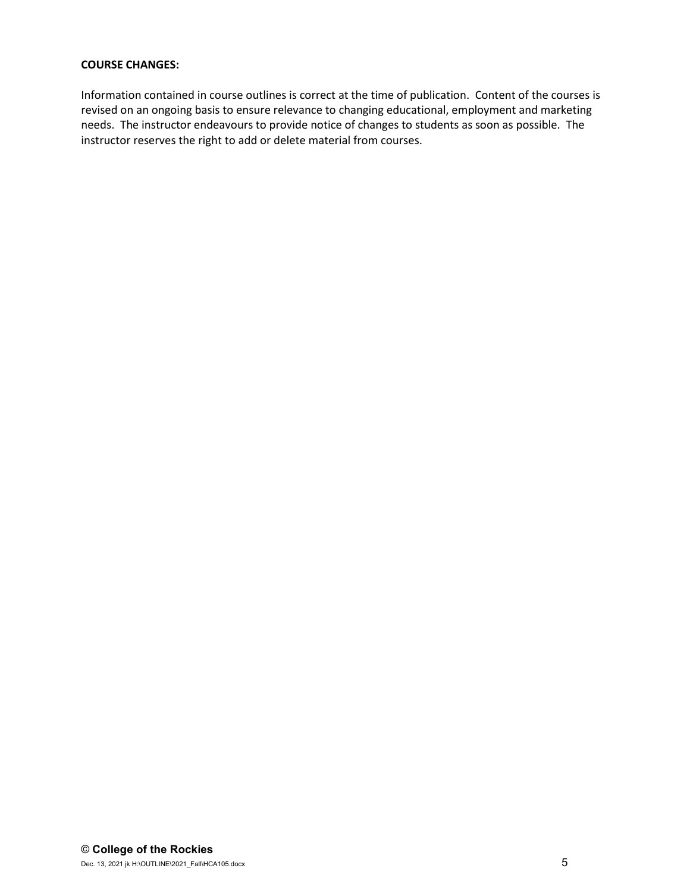**COURSE CHANGES:**

Information contained in course outlines is correct at the time of publication. Content of the courses is revised on an ongoing basis to ensure relevance to changing educational, employment and marketing needs. The instructor endeavours to provide notice of changes to students as soon as possible. The instructor reserves the right to add or delete material from courses.